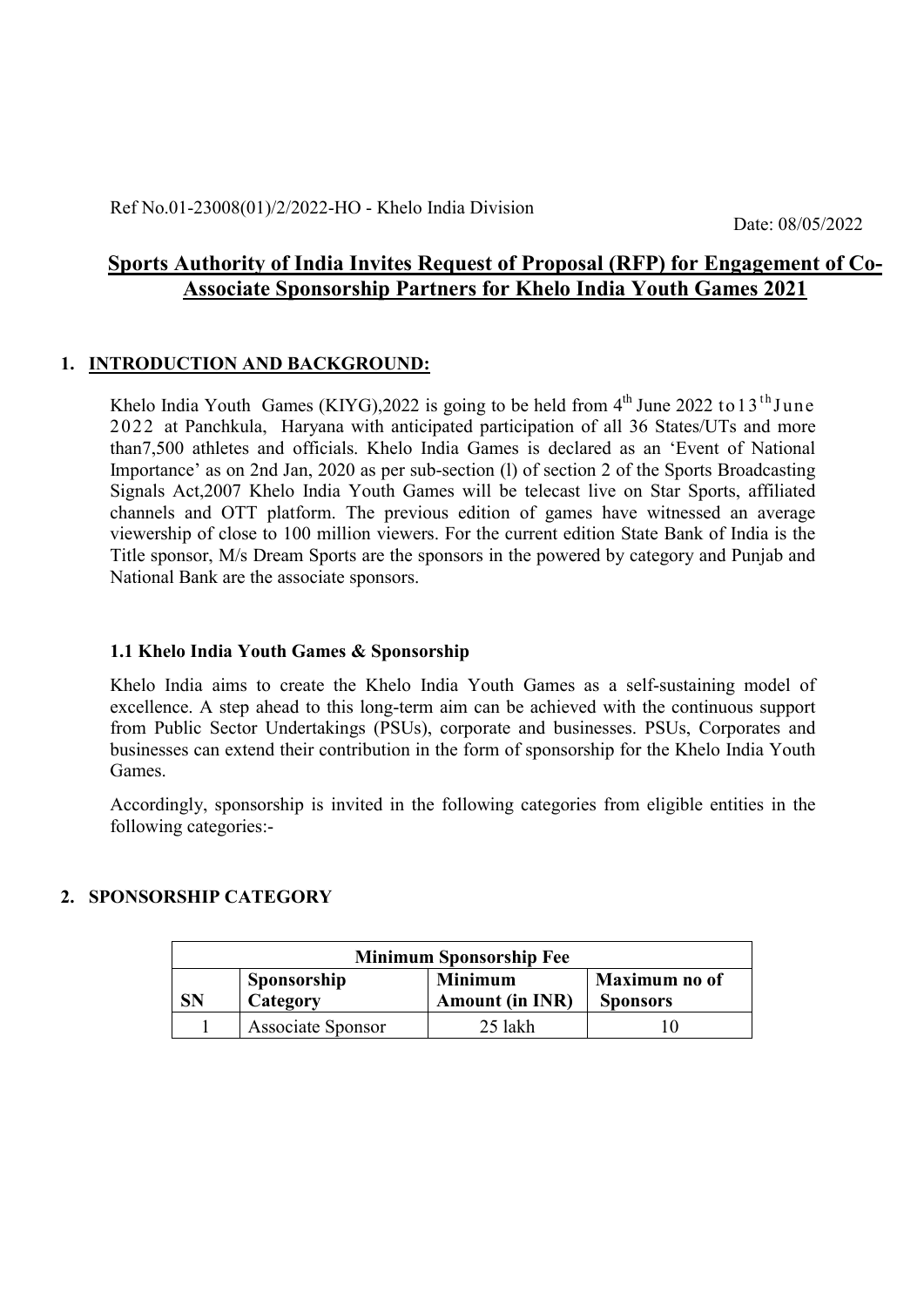Ref No.01-23008(01)/2/2022-HO - Khelo India Division

Date: 08/05/2022

# Sports Authority of India Invites Request of Proposal (RFP) for Engagement of Co-Associate Sponsorship Partners for Khelo India Youth Games 2021

## 1. INTRODUCTION AND BACKGROUND:

Khelo India Youth Games (KIYG),2022 is going to be held from 4th June 2022 to13th June 2022 at Panchkula, Haryana with anticipated participation of all 36 States/UTs and more than7,500 athletes and officials. Khelo India Games is declared as an 'Event of National Importance' as on 2nd Jan, 2020 as per sub-section (l) of section 2 of the Sports Broadcasting Signals Act,2007 Khelo India Youth Games will be telecast live on Star Sports, affiliated channels and OTT platform. The previous edition of games have witnessed an average viewership of close to 100 million viewers. For the current edition State Bank of India is the Title sponsor, M/s Dream Sports are the sponsors in the powered by category and Punjab and National Bank are the associate sponsors.

### 1.1 Khelo India Youth Games & Sponsorship

Khelo India aims to create the Khelo India Youth Games as a self-sustaining model of excellence. A step ahead to this long-term aim can be achieved with the continuous support from Public Sector Undertakings (PSUs), corporate and businesses. PSUs, Corporates and businesses can extend their contribution in the form of sponsorship for the Khelo India Youth Games.

Accordingly, sponsorship is invited in the following categories from eligible entities in the following categories:-

## 2. SPONSORSHIP CATEGORY

| Minimum Sponsorship Fee | | | |
|---|---|---|---|
| **SN** | **Sponsorship Category** | **Minimum Amount (in INR)** | **Maximum no of Sponsors** |
| 1 | Associate Sponsor | 25 lakh | 10 |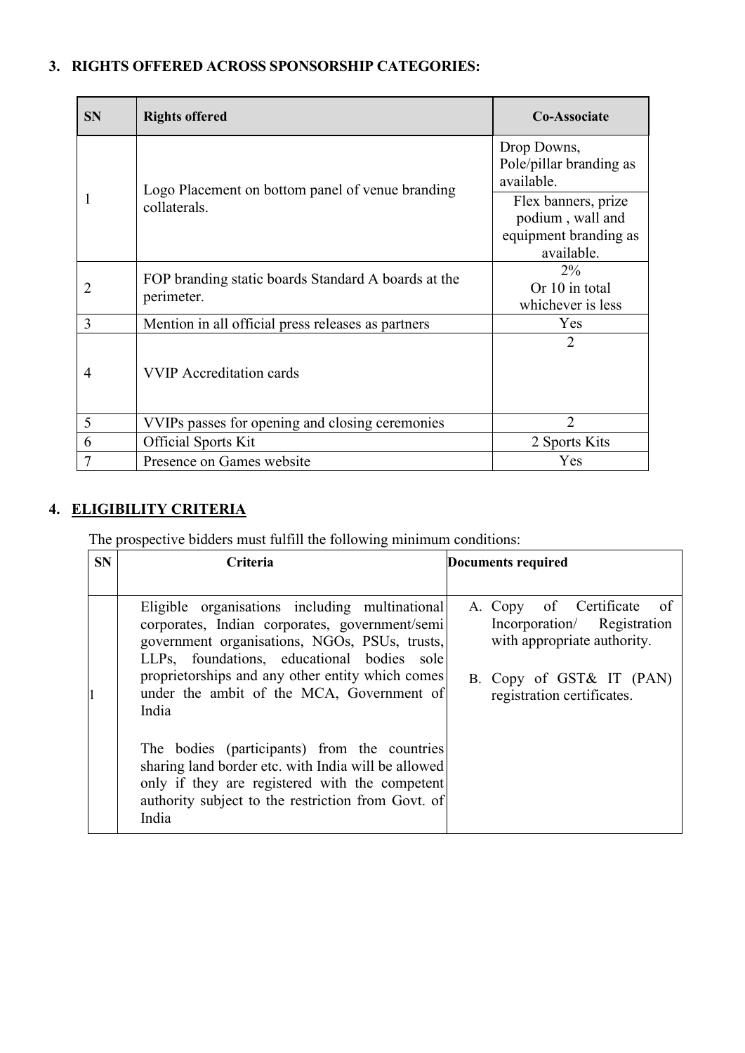## 3. RIGHTS OFFERED ACROSS SPONSORSHIP CATEGORIES:

| SN | Rights offered | Co-Associate |
|---|---|---|
| 1 | Logo Placement on bottom panel of venue branding collaterals. | Drop Downs, Pole/pillar branding as available. |
| | | Flex banners, prize podium , wall and equipment branding as available. |
| 2 | FOP branding static boards Standard A boards at the perimeter. | 2% Or 10 in total whichever is less |
| 3 | Mention in all official press releases as partners | Yes |
| 4 | VVIP Accreditation cards | 2 |
| 5 | VVIPs passes for opening and closing ceremonies | 2 |
| 6 | Official Sports Kit | 2 Sports Kits |
| 7 | Presence on Games website | Yes |

## 4. ELIGIBILITY CRITERIA

The prospective bidders must fulfill the following minimum conditions:

| SN | Criteria | Documents required |
|---|---|---|
| 1 | Eligible organisations including multinational corporates, Indian corporates, government/semi government organisations, NGOs, PSUs, trusts, LLPs, foundations, educational bodies sole proprietorships and any other entity which comes under the ambit of the MCA, Government of India<br><br>The bodies (participants) from the countries sharing land border etc. with India will be allowed only if they are registered with the competent authority subject to the restriction from Govt. of India | A. Copy of Certificate of Incorporation/ Registration with appropriate authority.<br><br>B. Copy of GST& IT (PAN) registration certificates. |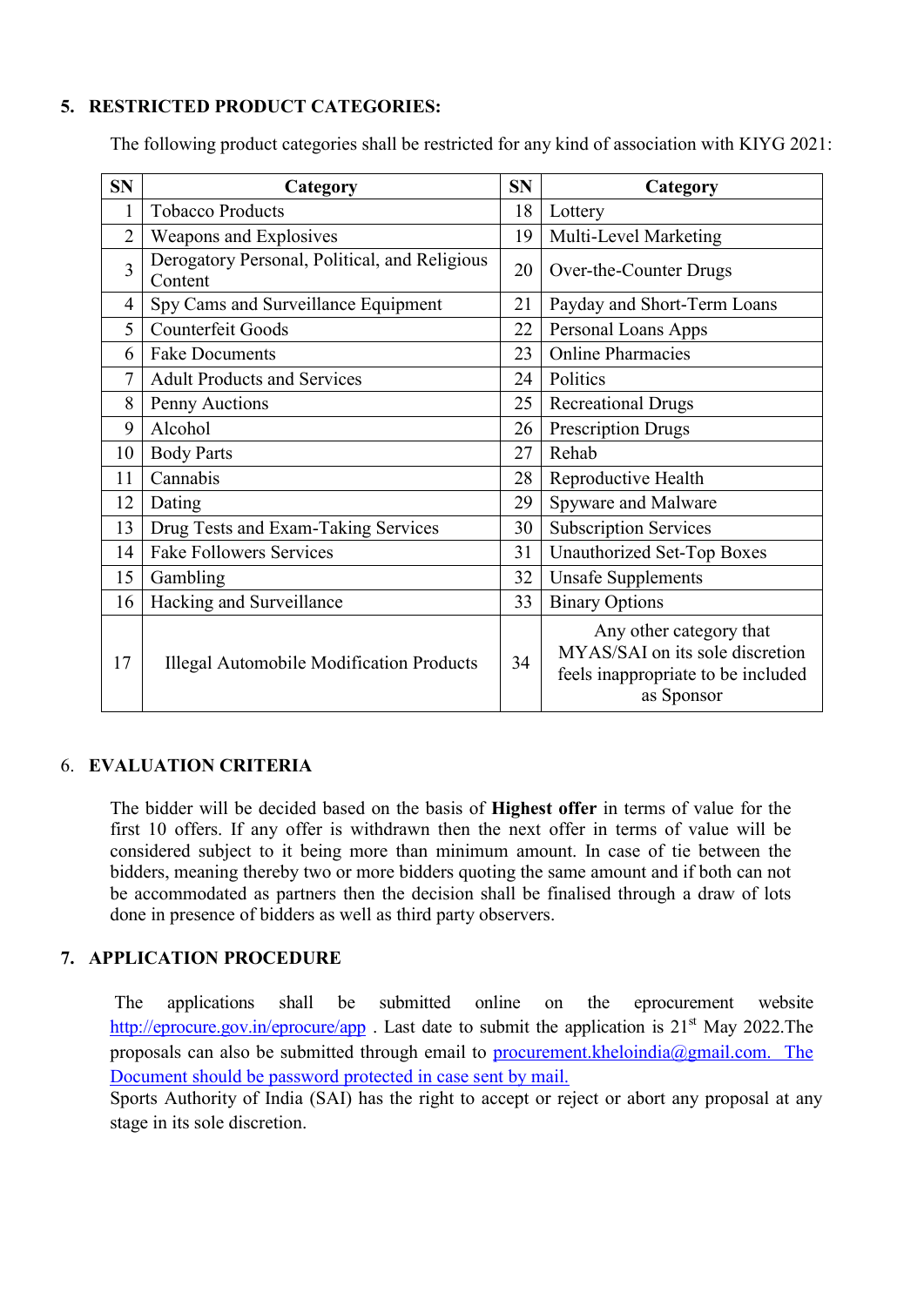## 5. RESTRICTED PRODUCT CATEGORIES:

The following product categories shall be restricted for any kind of association with KIYG 2021:

| SN | Category | SN | Category |
|---|---|---|---|
| 1 | Tobacco Products | 18 | Lottery |
| 2 | Weapons and Explosives | 19 | Multi-Level Marketing |
| 3 | Derogatory Personal, Political, and Religious Content | 20 | Over-the-Counter Drugs |
| 4 | Spy Cams and Surveillance Equipment | 21 | Payday and Short-Term Loans |
| 5 | Counterfeit Goods | 22 | Personal Loans Apps |
| 6 | Fake Documents | 23 | Online Pharmacies |
| 7 | Adult Products and Services | 24 | Politics |
| 8 | Penny Auctions | 25 | Recreational Drugs |
| 9 | Alcohol | 26 | Prescription Drugs |
| 10 | Body Parts | 27 | Rehab |
| 11 | Cannabis | 28 | Reproductive Health |
| 12 | Dating | 29 | Spyware and Malware |
| 13 | Drug Tests and Exam-Taking Services | 30 | Subscription Services |
| 14 | Fake Followers Services | 31 | Unauthorized Set-Top Boxes |
| 15 | Gambling | 32 | Unsafe Supplements |
| 16 | Hacking and Surveillance | 33 | Binary Options |
| 17 | Illegal Automobile Modification Products | 34 | Any other category that MYAS/SAI on its sole discretion feels inappropriate to be included as Sponsor |

## 6. EVALUATION CRITERIA

The bidder will be decided based on the basis of **Highest offer** in terms of value for the first 10 offers. If any offer is withdrawn then the next offer in terms of value will be considered subject to it being more than minimum amount. In case of tie between the bidders, meaning thereby two or more bidders quoting the same amount and if both can not be accommodated as partners then the decision shall be finalised through a draw of lots done in presence of bidders as well as third party observers.

## 7. APPLICATION PROCEDURE

The applications shall be submitted online on the eprocurement website http://eprocure.gov.in/eprocure/app . Last date to submit the application is 21st May 2022.The proposals can also be submitted through email to procurement.kheloindia@gmail.com. The Document should be password protected in case sent by mail.

Sports Authority of India (SAI) has the right to accept or reject or abort any proposal at any stage in its sole discretion.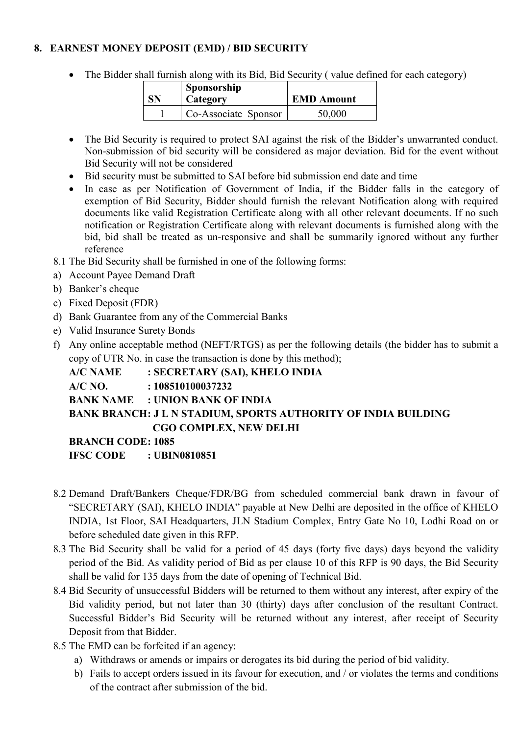## 8. EARNEST MONEY DEPOSIT (EMD) / BID SECURITY

- The Bidder shall furnish along with its Bid, Bid Security ( value defined for each category)

| SN | Sponsorship Category | EMD Amount |
|---|---|---|
| 1 | Co-Associate Sponsor | 50,000 |

- The Bid Security is required to protect SAI against the risk of the Bidder's unwarranted conduct. Non-submission of bid security will be considered as major deviation. Bid for the event without Bid Security will not be considered
- Bid security must be submitted to SAI before bid submission end date and time
- In case as per Notification of Government of India, if the Bidder falls in the category of exemption of Bid Security, Bidder should furnish the relevant Notification along with required documents like valid Registration Certificate along with all other relevant documents. If no such notification or Registration Certificate along with relevant documents is furnished along with the bid, bid shall be treated as un-responsive and shall be summarily ignored without any further reference

8.1 The Bid Security shall be furnished in one of the following forms:

a) Account Payee Demand Draft
b) Banker's cheque
c) Fixed Deposit (FDR)
d) Bank Guarantee from any of the Commercial Banks
e) Valid Insurance Surety Bonds
f) Any online acceptable method (NEFT/RTGS) as per the following details (the bidder has to submit a copy of UTR No. in case the transaction is done by this method);

**A/C NAME : SECRETARY (SAI), KHELO INDIA**
**A/C NO. : 108510100037232**
**BANK NAME : UNION BANK OF INDIA**
**BANK BRANCH: J L N STADIUM, SPORTS AUTHORITY OF INDIA BUILDING CGO COMPLEX, NEW DELHI**
**BRANCH CODE: 1085**
**IFSC CODE : UBIN0810851**

8.2 Demand Draft/Bankers Cheque/FDR/BG from scheduled commercial bank drawn in favour of "SECRETARY (SAI), KHELO INDIA" payable at New Delhi are deposited in the office of KHELO INDIA, 1st Floor, SAI Headquarters, JLN Stadium Complex, Entry Gate No 10, Lodhi Road on or before scheduled date given in this RFP.

8.3 The Bid Security shall be valid for a period of 45 days (forty five days) days beyond the validity period of the Bid. As validity period of Bid as per clause 10 of this RFP is 90 days, the Bid Security shall be valid for 135 days from the date of opening of Technical Bid.

8.4 Bid Security of unsuccessful Bidders will be returned to them without any interest, after expiry of the Bid validity period, but not later than 30 (thirty) days after conclusion of the resultant Contract. Successful Bidder's Bid Security will be returned without any interest, after receipt of Security Deposit from that Bidder.

8.5 The EMD can be forfeited if an agency:

a) Withdraws or amends or impairs or derogates its bid during the period of bid validity.
b) Fails to accept orders issued in its favour for execution, and / or violates the terms and conditions of the contract after submission of the bid.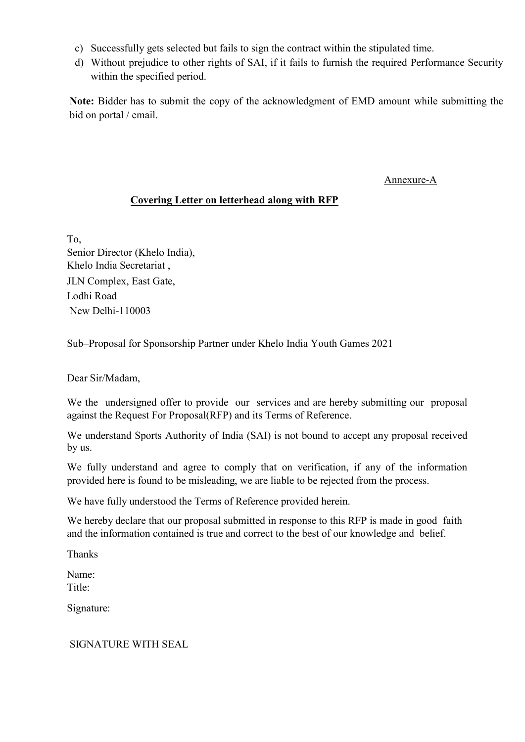c) Successfully gets selected but fails to sign the contract within the stipulated time.
d) Without prejudice to other rights of SAI, if it fails to furnish the required Performance Security within the specified period.

**Note:** Bidder has to submit the copy of the acknowledgment of EMD amount while submitting the bid on portal / email.

Annexure-A

**Covering Letter on letterhead along with RFP**

To,
Senior Director (Khelo India),
Khelo India Secretariat ,
JLN Complex, East Gate,
Lodhi Road
New Delhi-110003

Sub–Proposal for Sponsorship Partner under Khelo India Youth Games 2021

Dear Sir/Madam,

We the undersigned offer to provide our services and are hereby submitting our proposal against the Request For Proposal(RFP) and its Terms of Reference.

We understand Sports Authority of India (SAI) is not bound to accept any proposal received by us.

We fully understand and agree to comply that on verification, if any of the information provided here is found to be misleading, we are liable to be rejected from the process.

We have fully understood the Terms of Reference provided herein.

We hereby declare that our proposal submitted in response to this RFP is made in good faith and the information contained is true and correct to the best of our knowledge and belief.

Thanks

Name:
Title:

Signature:

SIGNATURE WITH SEAL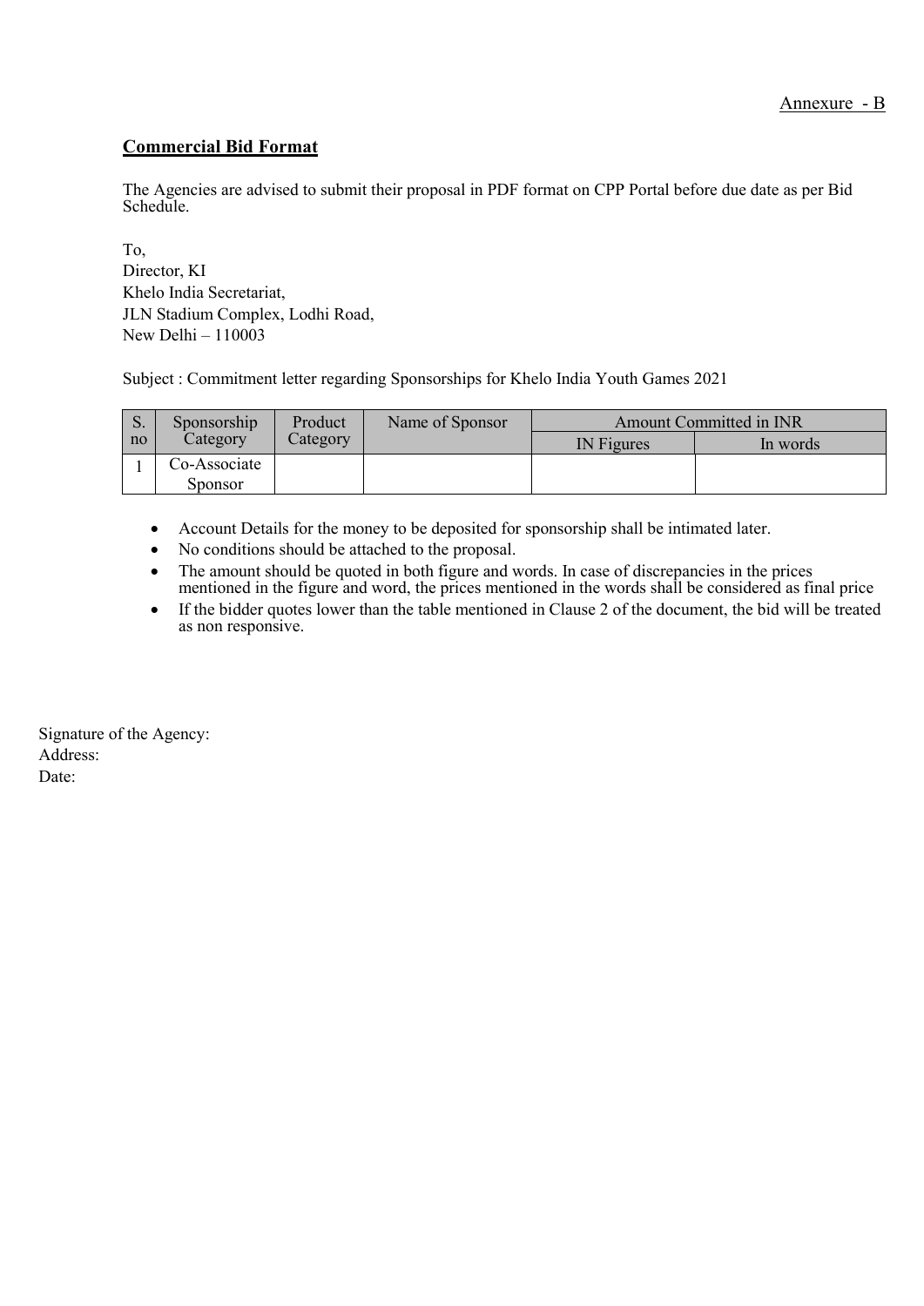Annexure - B

**Commercial Bid Format**

The Agencies are advised to submit their proposal in PDF format on CPP Portal before due date as per Bid Schedule.

To,
Director, KI
Khelo India Secretariat,
JLN Stadium Complex, Lodhi Road,
New Delhi – 110003

Subject : Commitment letter regarding Sponsorships for Khelo India Youth Games 2021

| S. no | Sponsorship Category | Product Category | Name of Sponsor | Amount Committed in INR | |
|---|---|---|---|---|---|
| | | | | IN Figures | In words |
| 1 | Co-Associate Sponsor | | | | |

- Account Details for the money to be deposited for sponsorship shall be intimated later.
- No conditions should be attached to the proposal.
- The amount should be quoted in both figure and words. In case of discrepancies in the prices mentioned in the figure and word, the prices mentioned in the words shall be considered as final price
- If the bidder quotes lower than the table mentioned in Clause 2 of the document, the bid will be treated as non responsive.

Signature of the Agency:
Address:
Date: